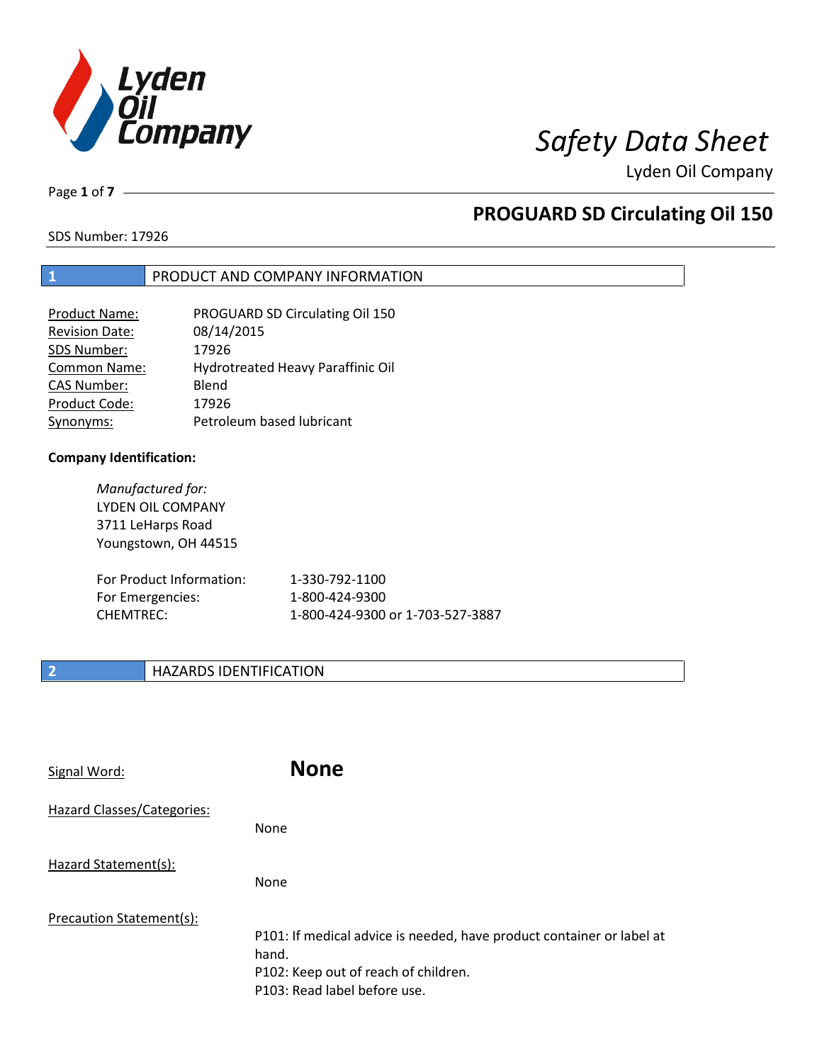# Safety Data Sheet

Lyden Oil Company

## PROGUARD SD Circulating Oil 150

SDS Number: 17926

## 1 PRODUCT AND COMPANY INFORMATION

| | |
|---|---|
| Product Name: | PROGUARD SD Circulating Oil 150 |
| Revision Date: | 08/14/2015 |
| SDS Number: | 17926 |
| Common Name: | Hydrotreated Heavy Paraffinic Oil |
| CAS Number: | Blend |
| Product Code: | 17926 |
| Synonyms: | Petroleum based lubricant |

**Company Identification:**

*Manufactured for:*
LYDEN OIL COMPANY
3711 LeHarps Road
Youngstown, OH 44515

| | |
|---|---|
| For Product Information: | 1-330-792-1100 |
| For Emergencies: | 1-800-424-9300 |
| CHEMTREC: | 1-800-424-9300 or 1-703-527-3887 |

## 2 HAZARDS IDENTIFICATION

Signal Word: **None**

Hazard Classes/Categories:

None

Hazard Statement(s):

None

Precaution Statement(s):

P101: If medical advice is needed, have product container or label at hand.
P102: Keep out of reach of children.
P103: Read label before use.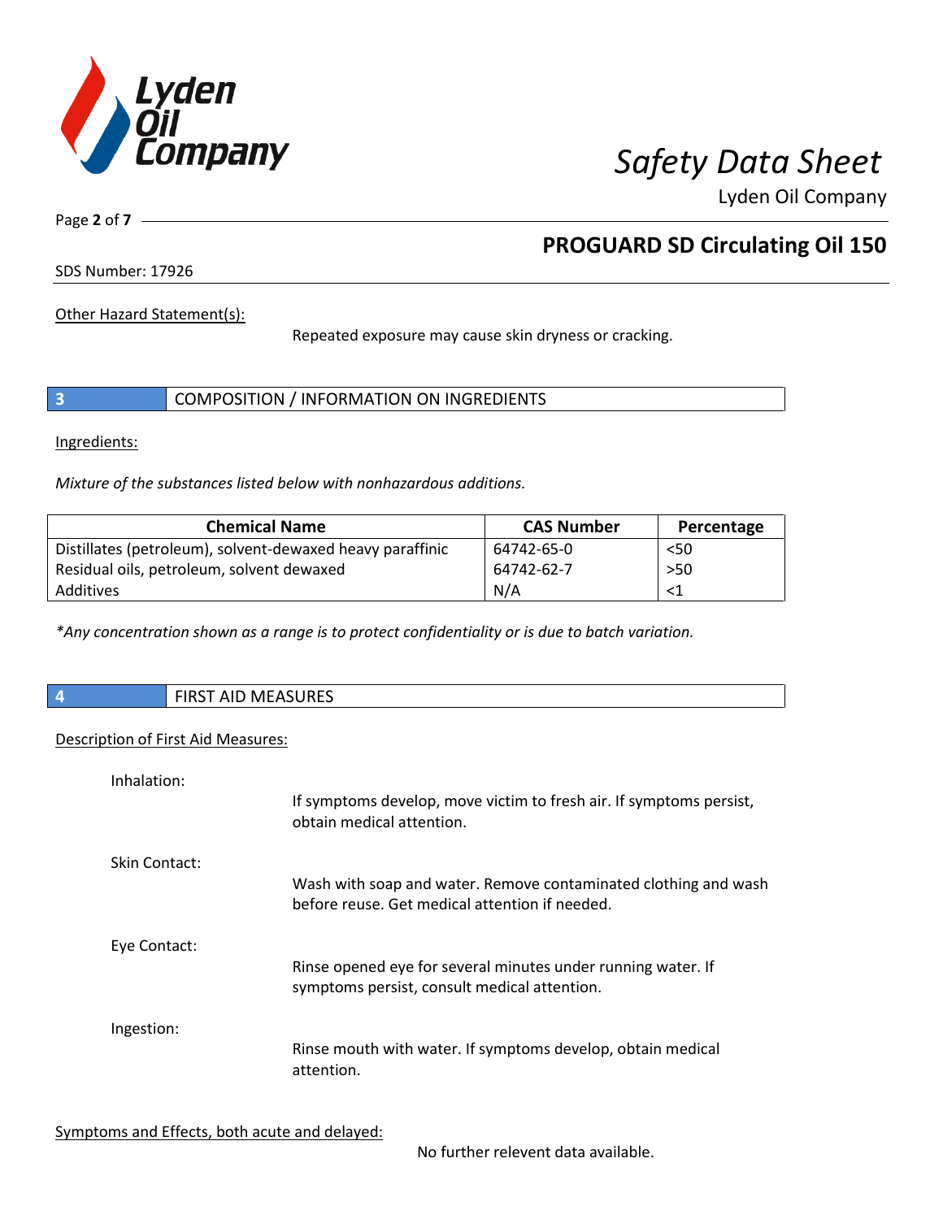Other Hazard Statement(s):

Repeated exposure may cause skin dryness or cracking.

## 3 COMPOSITION / INFORMATION ON INGREDIENTS

Ingredients:

*Mixture of the substances listed below with nonhazardous additions.*

| Chemical Name | CAS Number | Percentage |
|---|---|---|
| Distillates (petroleum), solvent-dewaxed heavy paraffinic | 64742-65-0 | <50 |
| Residual oils, petroleum, solvent dewaxed | 64742-62-7 | >50 |
| Additives | N/A | <1 |

*\*Any concentration shown as a range is to protect confidentiality or is due to batch variation.*

## 4 FIRST AID MEASURES

Description of First Aid Measures:

Inhalation:

If symptoms develop, move victim to fresh air. If symptoms persist, obtain medical attention.

Skin Contact:

Wash with soap and water. Remove contaminated clothing and wash before reuse. Get medical attention if needed.

Eye Contact:

Rinse opened eye for several minutes under running water. If symptoms persist, consult medical attention.

Ingestion:

Rinse mouth with water. If symptoms develop, obtain medical attention.

Symptoms and Effects, both acute and delayed:

No further relevent data available.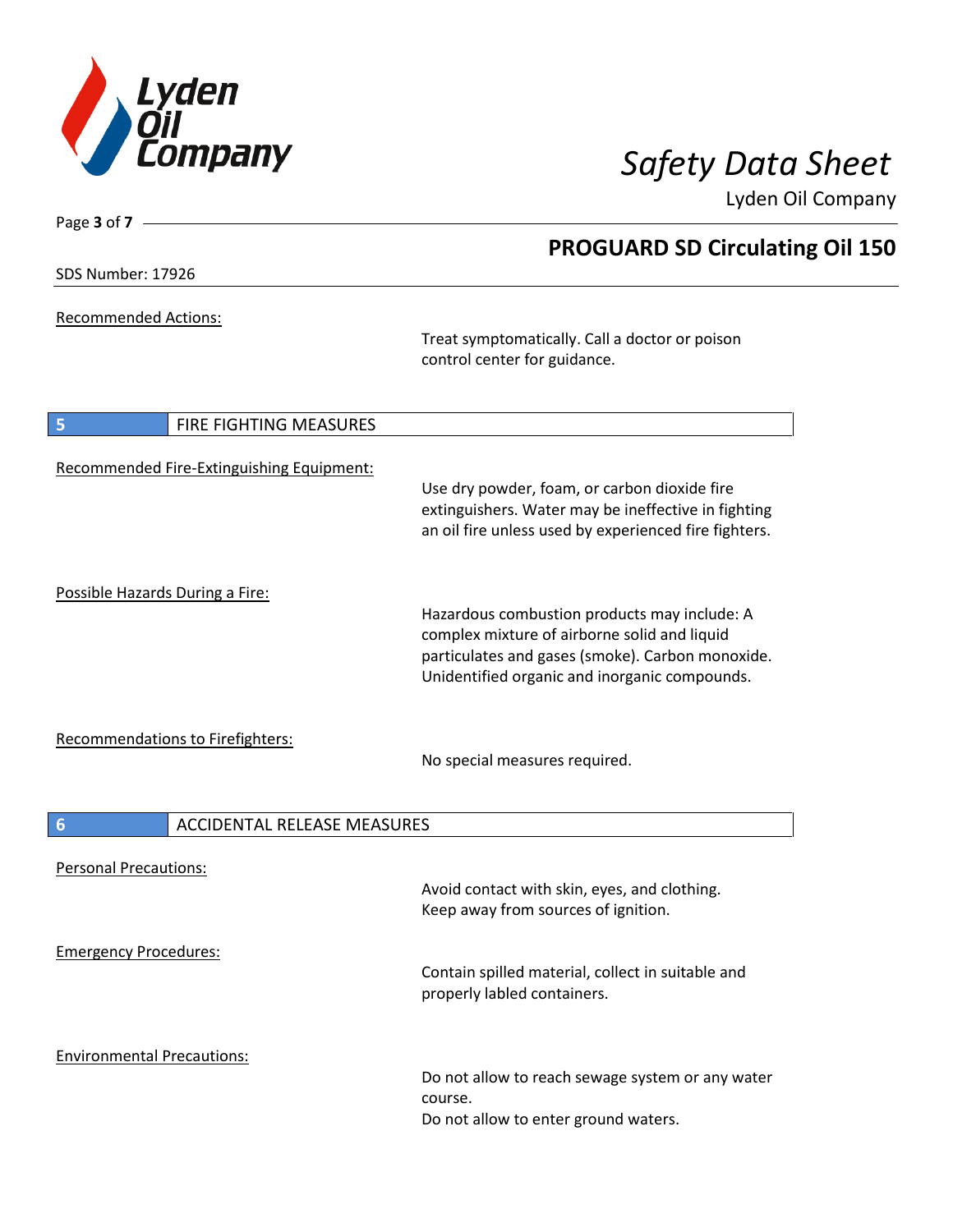Recommended Actions:

Treat symptomatically. Call a doctor or poison control center for guidance.

## 5 FIRE FIGHTING MEASURES

Recommended Fire-Extinguishing Equipment:

Use dry powder, foam, or carbon dioxide fire extinguishers. Water may be ineffective in fighting an oil fire unless used by experienced fire fighters.

Possible Hazards During a Fire:

Hazardous combustion products may include: A complex mixture of airborne solid and liquid particulates and gases (smoke). Carbon monoxide. Unidentified organic and inorganic compounds.

Recommendations to Firefighters:

No special measures required.

## 6 ACCIDENTAL RELEASE MEASURES

Personal Precautions:

Avoid contact with skin, eyes, and clothing. Keep away from sources of ignition.

Emergency Procedures:

Contain spilled material, collect in suitable and properly labled containers.

Environmental Precautions:

Do not allow to reach sewage system or any water course.
Do not allow to enter ground waters.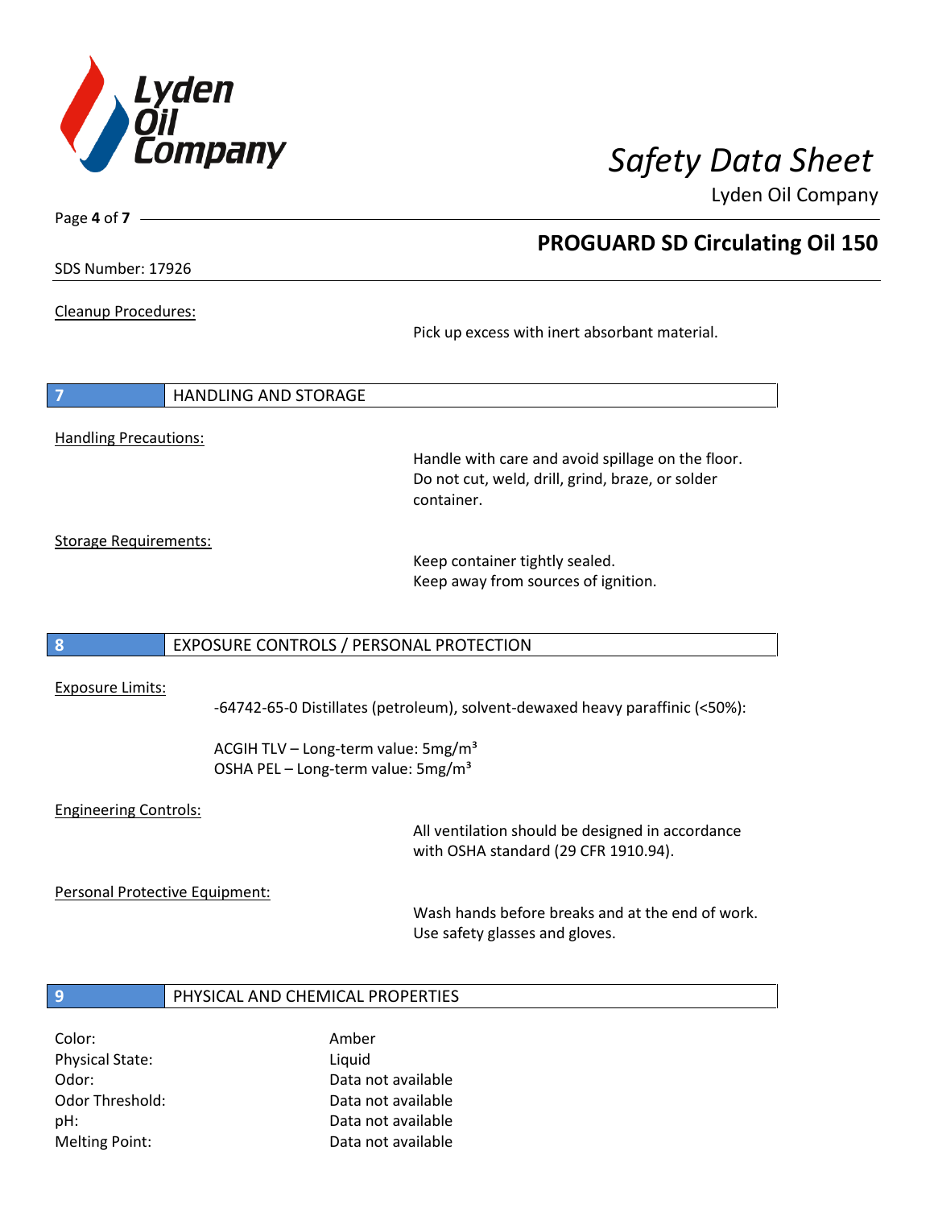Cleanup Procedures:

Pick up excess with inert absorbant material.

## 7 HANDLING AND STORAGE

Handling Precautions:

Handle with care and avoid spillage on the floor.
Do not cut, weld, drill, grind, braze, or solder container.

Storage Requirements:

Keep container tightly sealed.
Keep away from sources of ignition.

## 8 EXPOSURE CONTROLS / PERSONAL PROTECTION

Exposure Limits:

-64742-65-0 Distillates (petroleum), solvent-dewaxed heavy paraffinic (<50%):

ACGIH TLV – Long-term value: 5mg/m³
OSHA PEL – Long-term value: 5mg/m³

Engineering Controls:

All ventilation should be designed in accordance with OSHA standard (29 CFR 1910.94).

Personal Protective Equipment:

Wash hands before breaks and at the end of work.
Use safety glasses and gloves.

## 9 PHYSICAL AND CHEMICAL PROPERTIES

| | |
|---|---|
| Color: | Amber |
| Physical State: | Liquid |
| Odor: | Data not available |
| Odor Threshold: | Data not available |
| pH: | Data not available |
| Melting Point: | Data not available |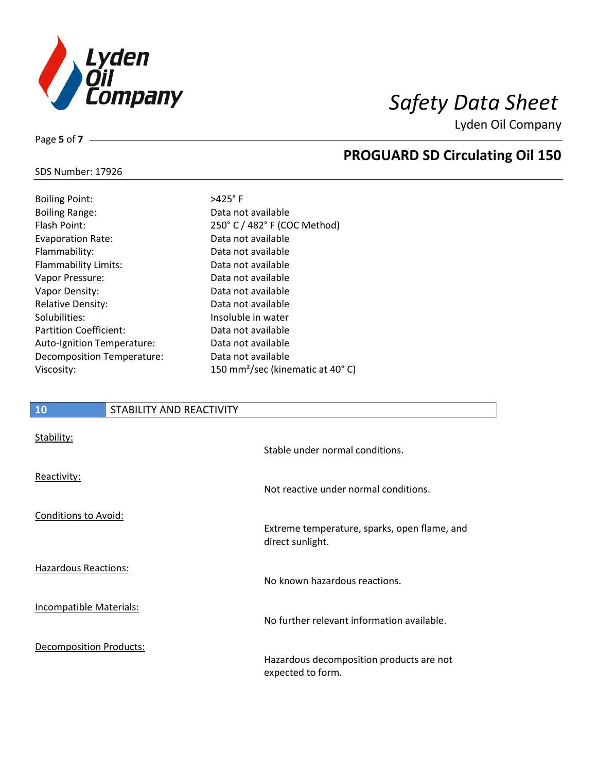| | |
|---|---|
| Boiling Point: | >425° F |
| Boiling Range: | Data not available |
| Flash Point: | 250° C / 482° F (COC Method) |
| Evaporation Rate: | Data not available |
| Flammability: | Data not available |
| Flammability Limits: | Data not available |
| Vapor Pressure: | Data not available |
| Vapor Density: | Data not available |
| Relative Density: | Data not available |
| Solubilities: | Insoluble in water |
| Partition Coefficient: | Data not available |
| Auto-Ignition Temperature: | Data not available |
| Decomposition Temperature: | Data not available |
| Viscosity: | 150 $mm^2$/sec (kinematic at 40° C) |

## 10 STABILITY AND REACTIVITY

Stability:

Stable under normal conditions.

Reactivity:

Not reactive under normal conditions.

Conditions to Avoid:

Extreme temperature, sparks, open flame, and direct sunlight.

Hazardous Reactions:

No known hazardous reactions.

Incompatible Materials:

No further relevant information available.

Decomposition Products:

Hazardous decomposition products are not expected to form.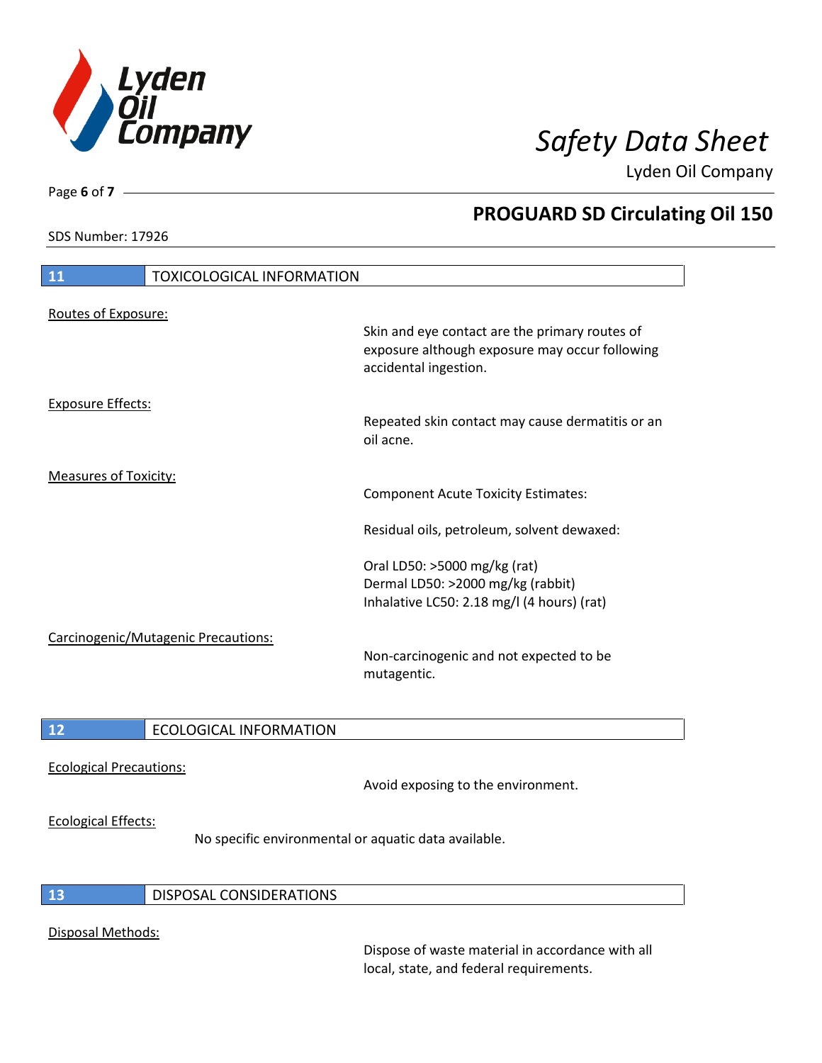## 11 TOXICOLOGICAL INFORMATION

Routes of Exposure:

Skin and eye contact are the primary routes of exposure although exposure may occur following accidental ingestion.

Exposure Effects:

Repeated skin contact may cause dermatitis or an oil acne.

Measures of Toxicity:

Component Acute Toxicity Estimates:

Residual oils, petroleum, solvent dewaxed:

Oral LD50: >5000 mg/kg (rat)
Dermal LD50: >2000 mg/kg (rabbit)
Inhalative LC50: 2.18 mg/l (4 hours) (rat)

Carcinogenic/Mutagenic Precautions:

Non-carcinogenic and not expected to be mutagentic.

## 12 ECOLOGICAL INFORMATION

Ecological Precautions:

Avoid exposing to the environment.

Ecological Effects:

No specific environmental or aquatic data available.

## 13 DISPOSAL CONSIDERATIONS

Disposal Methods:

Dispose of waste material in accordance with all local, state, and federal requirements.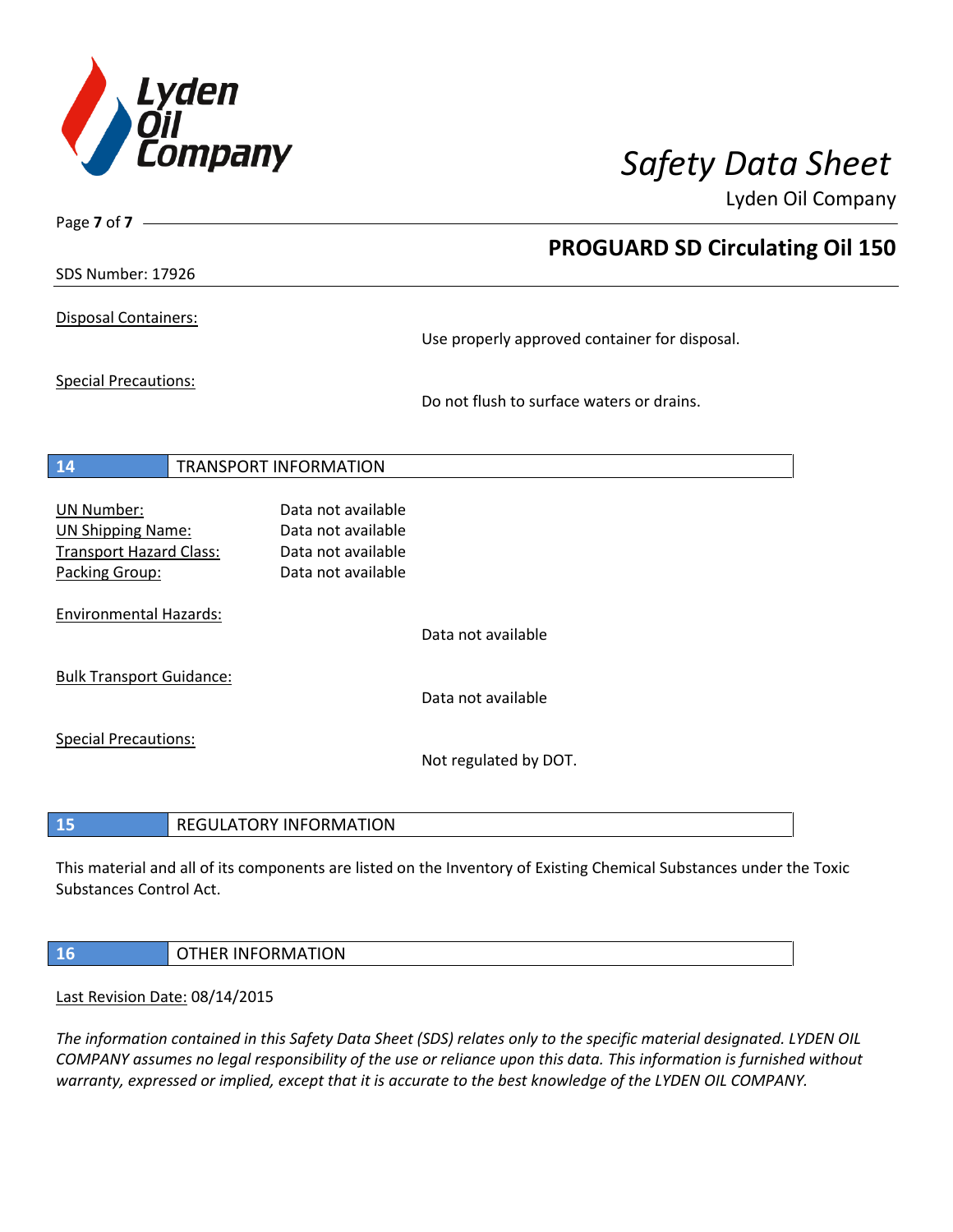Disposal Containers:

Use properly approved container for disposal.

Special Precautions:

Do not flush to surface waters or drains.

## 14 TRANSPORT INFORMATION

| | |
|---|---|
| UN Number: | Data not available |
| UN Shipping Name: | Data not available |
| Transport Hazard Class: | Data not available |
| Packing Group: | Data not available |

Environmental Hazards:

Data not available

Bulk Transport Guidance:

Data not available

Special Precautions:

Not regulated by DOT.

## 15 REGULATORY INFORMATION

This material and all of its components are listed on the Inventory of Existing Chemical Substances under the Toxic Substances Control Act.

## 16 OTHER INFORMATION

Last Revision Date: 08/14/2015

*The information contained in this Safety Data Sheet (SDS) relates only to the specific material designated. LYDEN OIL COMPANY assumes no legal responsibility of the use or reliance upon this data. This information is furnished without warranty, expressed or implied, except that it is accurate to the best knowledge of the LYDEN OIL COMPANY.*